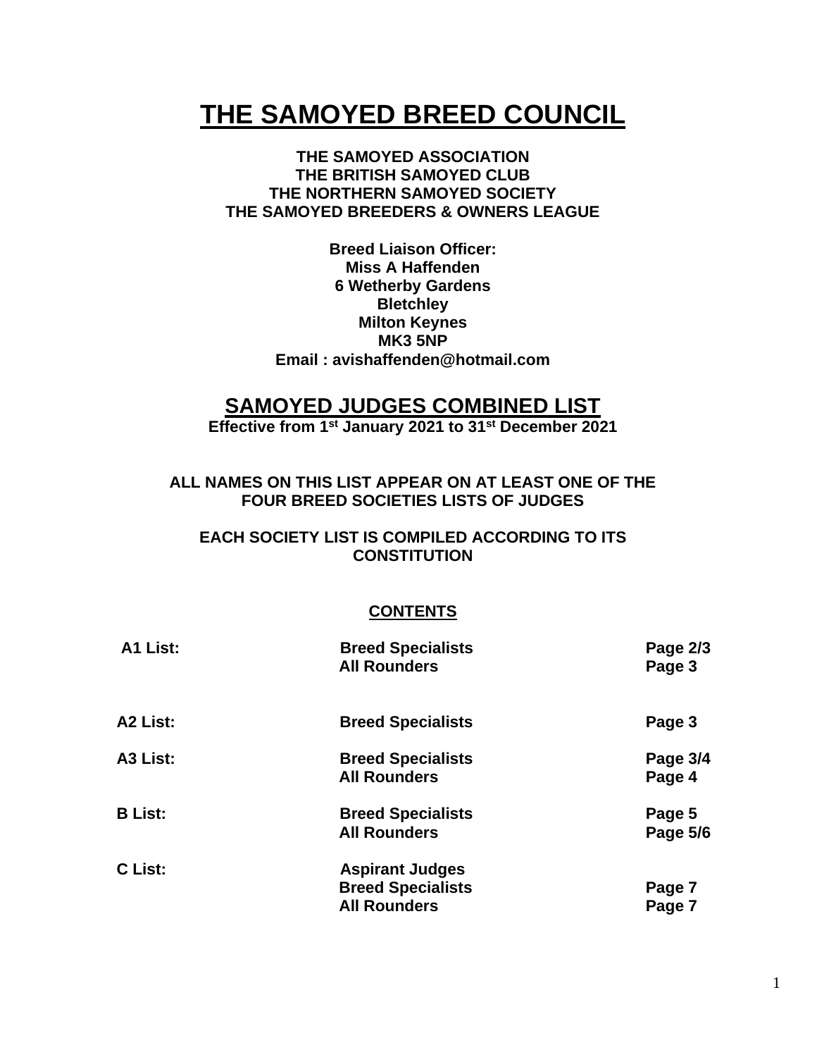# THE SAMOYED BREED COUNCIL

**THE SAMOYED ASSOCIATION**
**THE BRITISH SAMOYED CLUB**
**THE NORTHERN SAMOYED SOCIETY**
**THE SAMOYED BREEDERS & OWNERS LEAGUE**

**Breed Liaison Officer:**
**Miss A Haffenden**
**6 Wetherby Gardens**
**Bletchley**
**Milton Keynes**
**MK3 5NP**
**Email : avishaffenden@hotmail.com**

## SAMOYED JUDGES COMBINED LIST

**Effective from 1st January 2021 to 31st December 2021**

**ALL NAMES ON THIS LIST APPEAR ON AT LEAST ONE OF THE FOUR BREED SOCIETIES LISTS OF JUDGES**

**EACH SOCIETY LIST IS COMPILED ACCORDING TO ITS CONSTITUTION**

### CONTENTS

| | | |
|---|---|---|
| **A1 List:** | **Breed Specialists** | **Page 2/3** |
| | **All Rounders** | **Page 3** |
| **A2 List:** | **Breed Specialists** | **Page 3** |
| **A3 List:** | **Breed Specialists** | **Page 3/4** |
| | **All Rounders** | **Page 4** |
| **B List:** | **Breed Specialists** | **Page 5** |
| | **All Rounders** | **Page 5/6** |
| **C List:** | **Aspirant Judges** | |
| | **Breed Specialists** | **Page 7** |
| | **All Rounders** | **Page 7** |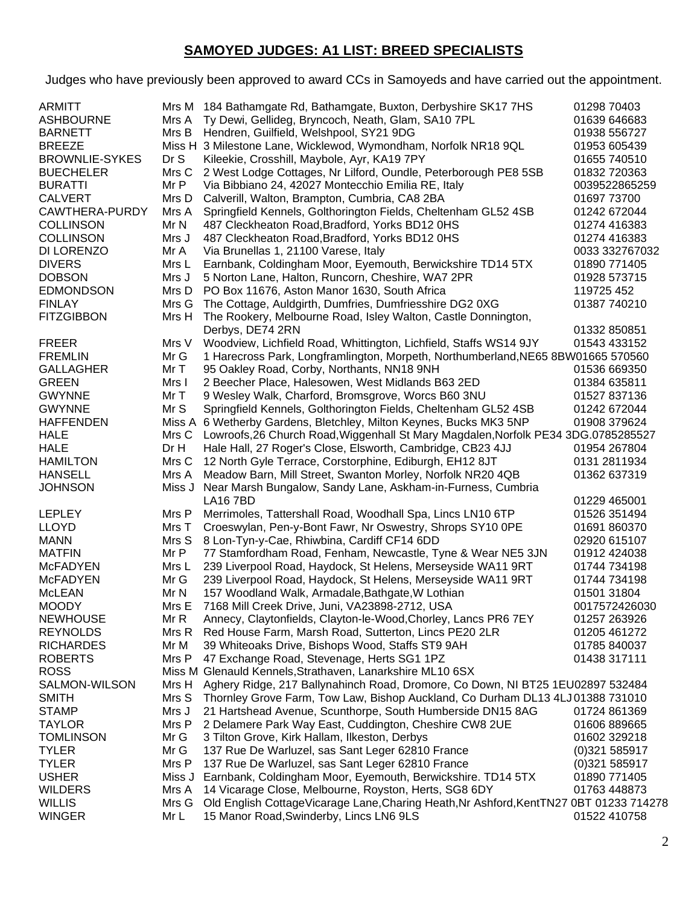## **SAMOYED JUDGES: A1 LIST: BREED SPECIALISTS**

Judges who have previously been approved to award CCs in Samoyeds and have carried out the appointment.

| | | | |
|---|---|---|---|
| ARMITT | Mrs M | 184 Bathamgate Rd, Bathamgate, Buxton, Derbyshire SK17 7HS | 01298 70403 |
| ASHBOURNE | Mrs A | Ty Dewi, Gellideg, Bryncoch, Neath, Glam, SA10 7PL | 01639 646683 |
| BARNETT | Mrs B | Hendren, Guilfield, Welshpool, SY21 9DG | 01938 556727 |
| BREEZE | Miss H | 3 Milestone Lane, Wicklewod, Wymondham, Norfolk NR18 9QL | 01953 605439 |
| BROWNLIE-SYKES | Dr S | Kileekie, Crosshill, Maybole, Ayr, KA19 7PY | 01655 740510 |
| BUECHELER | Mrs C | 2 West Lodge Cottages, Nr Lilford, Oundle, Peterborough PE8 5SB | 01832 720363 |
| BURATTI | Mr P | Via Bibbiano 24, 42027 Montecchio Emilia RE, Italy | 0039522865259 |
| CALVERT | Mrs D | Calverill, Walton, Brampton, Cumbria, CA8 2BA | 01697 73700 |
| CAWTHERA-PURDY | Mrs A | Springfield Kennels, Golthorington Fields, Cheltenham GL52 4SB | 01242 672044 |
| COLLINSON | Mr N | 487 Cleckheaton Road,Bradford, Yorks BD12 0HS | 01274 416383 |
| COLLINSON | Mrs J | 487 Cleckheaton Road,Bradford, Yorks BD12 0HS | 01274 416383 |
| DI LORENZO | Mr A | Via Brunellas 1, 21100 Varese, Italy | 0033 332767032 |
| DIVERS | Mrs L | Earnbank, Coldingham Moor, Eyemouth, Berwickshire TD14 5TX | 01890 771405 |
| DOBSON | Mrs J | 5 Norton Lane, Halton, Runcorn, Cheshire, WA7 2PR | 01928 573715 |
| EDMONDSON | Mrs D | PO Box 11676, Aston Manor 1630, South Africa | 119725 452 |
| FINLAY | Mrs G | The Cottage, Auldgirth, Dumfries, Dumfriesshire DG2 0XG | 01387 740210 |
| FITZGIBBON | Mrs H | The Rookery, Melbourne Road, Isley Walton, Castle Donnington, Derbys, DE74 2RN | 01332 850851 |
| FREER | Mrs V | Woodview, Lichfield Road, Whittington, Lichfield, Staffs WS14 9JY | 01543 433152 |
| FREMLIN | Mr G | 1 Harecross Park, Longframlington, Morpeth, Northumberland,NE65 8BW | 01665 570560 |
| GALLAGHER | Mr T | 95 Oakley Road, Corby, Northants, NN18 9NH | 01536 669350 |
| GREEN | Mrs I | 2 Beecher Place, Halesowen, West Midlands B63 2ED | 01384 635811 |
| GWYNNE | Mr T | 9 Wesley Walk, Charford, Bromsgrove, Worcs B60 3NU | 01527 837136 |
| GWYNNE | Mr S | Springfield Kennels, Golthorington Fields, Cheltenham GL52 4SB | 01242 672044 |
| HAFFENDEN | Miss A | 6 Wetherby Gardens, Bletchley, Milton Keynes, Bucks MK3 5NP | 01908 379624 |
| HALE | Mrs C | Lowroofs,26 Church Road,Wiggenhall St Mary Magdalen,Norfolk PE34 3DG. | 0785285527 |
| HALE | Dr H | Hale Hall, 27 Roger's Close, Elsworth, Cambridge, CB23 4JJ | 01954 267804 |
| HAMILTON | Mrs C | 12 North Gyle Terrace, Corstorphine, Ediburgh, EH12 8JT | 0131 2811934 |
| HANSELL | Mrs A | Meadow Barn, Mill Street, Swanton Morley, Norfolk NR20 4QB | 01362 637319 |
| JOHNSON | Miss J | Near Marsh Bungalow, Sandy Lane, Askham-in-Furness, Cumbria LA16 7BD | 01229 465001 |
| LEPLEY | Mrs P | Merrimoles, Tattershall Road, Woodhall Spa, Lincs LN10 6TP | 01526 351494 |
| LLOYD | Mrs T | Croeswylan, Pen-y-Bont Fawr, Nr Oswestry, Shrops SY10 0PE | 01691 860370 |
| MANN | Mrs S | 8 Lon-Tyn-y-Cae, Rhiwbina, Cardiff CF14 6DD | 02920 615107 |
| MATFIN | Mr P | 77 Stamfordham Road, Fenham, Newcastle, Tyne & Wear NE5 3JN | 01912 424038 |
| McFADYEN | Mrs L | 239 Liverpool Road, Haydock, St Helens, Merseyside WA11 9RT | 01744 734198 |
| McFADYEN | Mr G | 239 Liverpool Road, Haydock, St Helens, Merseyside WA11 9RT | 01744 734198 |
| McLEAN | Mr N | 157 Woodland Walk, Armadale,Bathgate,W Lothian | 01501 31804 |
| MOODY | Mrs E | 7168 Mill Creek Drive, Juni, VA23898-2712, USA | 0017572426030 |
| NEWHOUSE | Mr R | Annecy, Claytonfields, Clayton-le-Wood,Chorley, Lancs PR6 7EY | 01257 263926 |
| REYNOLDS | Mrs R | Red House Farm, Marsh Road, Sutterton, Lincs PE20 2LR | 01205 461272 |
| RICHARDES | Mr M | 39 Whiteoaks Drive, Bishops Wood, Staffs ST9 9AH | 01785 840037 |
| ROBERTS | Mrs P | 47 Exchange Road, Stevenage, Herts SG1 1PZ | 01438 317111 |
| ROSS | Miss M | Glenauld Kennels,Strathaven, Lanarkshire ML10 6SX | |
| SALMON-WILSON | Mrs H | Aghery Ridge, 217 Ballynahinch Road, Dromore, Co Down, NI BT25 1EU | 02897 532484 |
| SMITH | Mrs S | Thornley Grove Farm, Tow Law, Bishop Auckland, Co Durham DL13 4LJ | 01388 731010 |
| STAMP | Mrs J | 21 Hartshead Avenue, Scunthorpe, South Humberside DN15 8AG | 01724 861369 |
| TAYLOR | Mrs P | 2 Delamere Park Way East, Cuddington, Cheshire CW8 2UE | 01606 889665 |
| TOMLINSON | Mr G | 3 Tilton Grove, Kirk Hallam, Ilkeston, Derbys | 01602 329218 |
| TYLER | Mr G | 137 Rue De Warluzel, sas Sant Leger 62810 France | (0)321 585917 |
| TYLER | Mrs P | 137 Rue De Warluzel, sas Sant Leger 62810 France | (0)321 585917 |
| USHER | Miss J | Earnbank, Coldingham Moor, Eyemouth, Berwickshire. TD14 5TX | 01890 771405 |
| WILDERS | Mrs A | 14 Vicarage Close, Melbourne, Royston, Herts, SG8 6DY | 01763 448873 |
| WILLIS | Mrs G | Old English CottageVicarage Lane,Charing Heath,Nr Ashford,KentTN27 0BT | 01233 714278 |
| WINGER | Mr L | 15 Manor Road,Swinderby, Lincs LN6 9LS | 01522 410758 |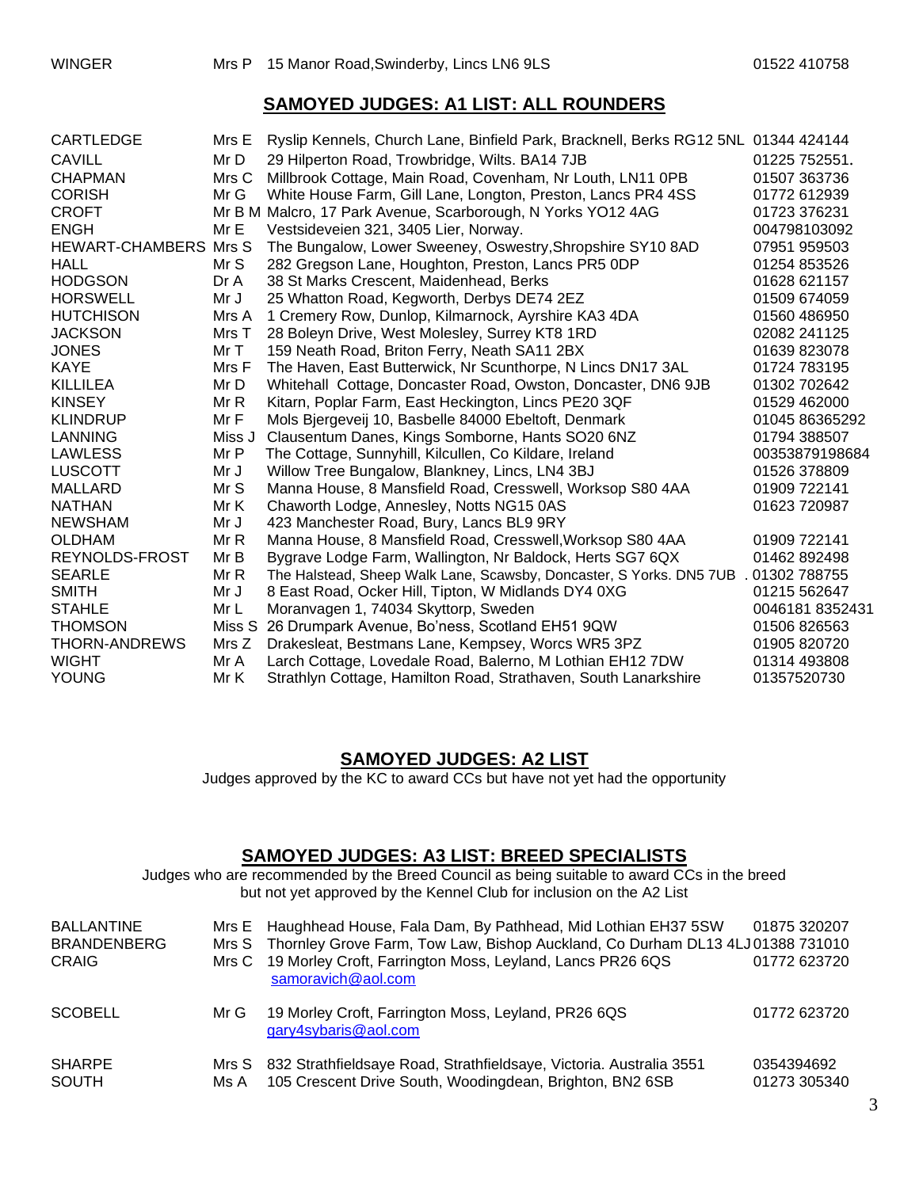| WINGER | Mrs P | 15 Manor Road,Swinderby, Lincs LN6 9LS | 01522 410758 |
|---|---|---|---|

## SAMOYED JUDGES: A1 LIST: ALL ROUNDERS

| | | | |
|---|---|---|---|
| CARTLEDGE | Mrs E | Ryslip Kennels, Church Lane, Binfield Park, Bracknell, Berks RG12 5NL | 01344 424144 |
| CAVILL | Mr D | 29 Hilperton Road, Trowbridge, Wilts. BA14 7JB | 01225 752551. |
| CHAPMAN | Mrs C | Millbrook Cottage, Main Road, Covenham, Nr Louth, LN11 0PB | 01507 363736 |
| CORISH | Mr G | White House Farm, Gill Lane, Longton, Preston, Lancs PR4 4SS | 01772 612939 |
| CROFT | Mr B M | Malcro, 17 Park Avenue, Scarborough, N Yorks YO12 4AG | 01723 376231 |
| ENGH | Mr E | Vestsideveien 321, 3405 Lier, Norway. | 004798103092 |
| HEWART-CHAMBERS | Mrs S | The Bungalow, Lower Sweeney, Oswestry,Shropshire SY10 8AD | 07951 959503 |
| HALL | Mr S | 282 Gregson Lane, Houghton, Preston, Lancs PR5 0DP | 01254 853526 |
| HODGSON | Dr A | 38 St Marks Crescent, Maidenhead, Berks | 01628 621157 |
| HORSWELL | Mr J | 25 Whatton Road, Kegworth, Derbys DE74 2EZ | 01509 674059 |
| HUTCHISON | Mrs A | 1 Cremery Row, Dunlop, Kilmarnock, Ayrshire KA3 4DA | 01560 486950 |
| JACKSON | Mrs T | 28 Boleyn Drive, West Molesley, Surrey KT8 1RD | 02082 241125 |
| JONES | Mr T | 159 Neath Road, Briton Ferry, Neath SA11 2BX | 01639 823078 |
| KAYE | Mrs F | The Haven, East Butterwick, Nr Scunthorpe, N Lincs DN17 3AL | 01724 783195 |
| KILLILEA | Mr D | Whitehall Cottage, Doncaster Road, Owston, Doncaster, DN6 9JB | 01302 702642 |
| KINSEY | Mr R | Kitarn, Poplar Farm, East Heckington, Lincs PE20 3QF | 01529 462000 |
| KLINDRUP | Mr F | Mols Bjergeveij 10, Basbelle 84000 Ebeltoft, Denmark | 01045 86365292 |
| LANNING | Miss J | Clausentum Danes, Kings Somborne, Hants SO20 6NZ | 01794 388507 |
| LAWLESS | Mr P | The Cottage, Sunnyhill, Kilcullen, Co Kildare, Ireland | 00353879198684 |
| LUSCOTT | Mr J | Willow Tree Bungalow, Blankney, Lincs, LN4 3BJ | 01526 378809 |
| MALLARD | Mr S | Manna House, 8 Mansfield Road, Cresswell, Worksop S80 4AA | 01909 722141 |
| NATHAN | Mr K | Chaworth Lodge, Annesley, Notts NG15 0AS | 01623 720987 |
| NEWSHAM | Mr J | 423 Manchester Road, Bury, Lancs BL9 9RY | |
| OLDHAM | Mr R | Manna House, 8 Mansfield Road, Cresswell,Worksop S80 4AA | 01909 722141 |
| REYNOLDS-FROST | Mr B | Bygrave Lodge Farm, Wallington, Nr Baldock, Herts SG7 6QX | 01462 892498 |
| SEARLE | Mr R | The Halstead, Sheep Walk Lane, Scawsby, Doncaster, S Yorks. DN5 7UB . | 01302 788755 |
| SMITH | Mr J | 8 East Road, Ocker Hill, Tipton, W Midlands DY4 0XG | 01215 562647 |
| STAHLE | Mr L | Moranvagen 1, 74034 Skyttorp, Sweden | 0046181 8352431 |
| THOMSON | Miss S | 26 Drumpark Avenue, Bo'ness, Scotland EH51 9QW | 01506 826563 |
| THORN-ANDREWS | Mrs Z | Drakesleat, Bestmans Lane, Kempsey, Worcs WR5 3PZ | 01905 820720 |
| WIGHT | Mr A | Larch Cottage, Lovedale Road, Balerno, M Lothian EH12 7DW | 01314 493808 |
| YOUNG | Mr K | Strathlyn Cottage, Hamilton Road, Strathaven, South Lanarkshire | 01357520730 |

## SAMOYED JUDGES: A2 LIST

Judges approved by the KC to award CCs but have not yet had the opportunity

## SAMOYED JUDGES: A3 LIST: BREED SPECIALISTS

Judges who are recommended by the Breed Council as being suitable to award CCs in the breed but not yet approved by the Kennel Club for inclusion on the A2 List

| | | | |
|---|---|---|---|
| BALLANTINE | Mrs E | Haughhead House, Fala Dam, By Pathhead, Mid Lothian EH37 5SW | 01875 320207 |
| BRANDENBERG | Mrs S | Thornley Grove Farm, Tow Law, Bishop Auckland, Co Durham DL13 4LJ | 01388 731010 |
| CRAIG | Mrs C | 19 Morley Croft, Farrington Moss, Leyland, Lancs PR26 6QS samoravich@aol.com | 01772 623720 |
| SCOBELL | Mr G | 19 Morley Croft, Farrington Moss, Leyland, PR26 6QS gary4sybaris@aol.com | 01772 623720 |
| SHARPE | Mrs S | 832 Strathfieldsaye Road, Strathfieldsaye, Victoria. Australia 3551 | 0354394692 |
| SOUTH | Ms A | 105 Crescent Drive South, Woodingdean, Brighton, BN2 6SB | 01273 305340 |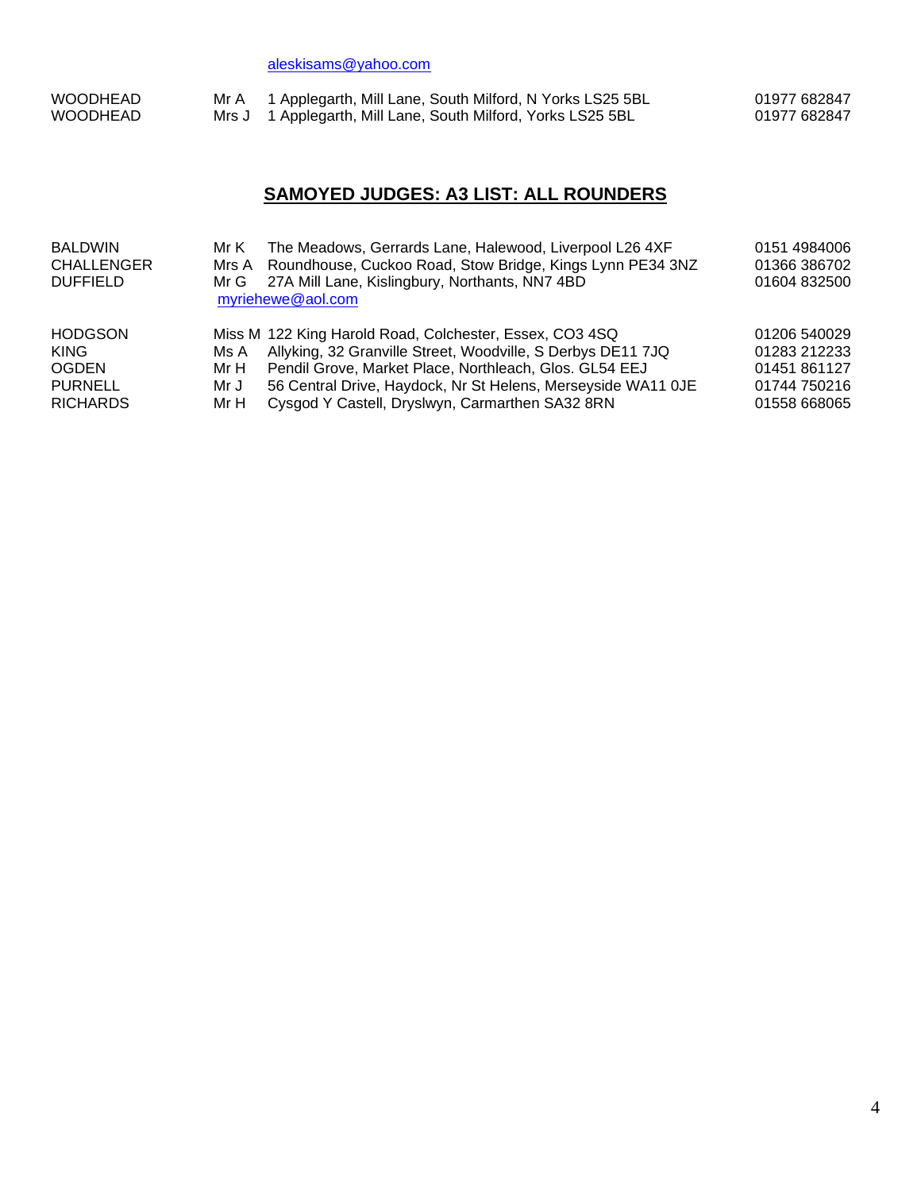aleskisams@yahoo.com

| | | | |
|---|---|---|---|
| WOODHEAD | Mr A | 1 Applegarth, Mill Lane, South Milford, N Yorks LS25 5BL | 01977 682847 |
| WOODHEAD | Mrs J | 1 Applegarth, Mill Lane, South Milford, Yorks LS25 5BL | 01977 682847 |

## SAMOYED JUDGES: A3 LIST: ALL ROUNDERS

| | | | |
|---|---|---|---|
| BALDWIN | Mr K | The Meadows, Gerrards Lane, Halewood, Liverpool L26 4XF | 0151 4984006 |
| CHALLENGER | Mrs A | Roundhouse, Cuckoo Road, Stow Bridge, Kings Lynn PE34 3NZ | 01366 386702 |
| DUFFIELD | Mr G | 27A Mill Lane, Kislingbury, Northants, NN7 4BD<br>myriehewe@aol.com | 01604 832500 |
| HODGSON | Miss M | 122 King Harold Road, Colchester, Essex, CO3 4SQ | 01206 540029 |
| KING | Ms A | Allyking, 32 Granville Street, Woodville, S Derbys DE11 7JQ | 01283 212233 |
| OGDEN | Mr H | Pendil Grove, Market Place, Northleach, Glos. GL54 EEJ | 01451 861127 |
| PURNELL | Mr J | 56 Central Drive, Haydock, Nr St Helens, Merseyside WA11 0JE | 01744 750216 |
| RICHARDS | Mr H | Cysgod Y Castell, Dryslwyn, Carmarthen SA32 8RN | 01558 668065 |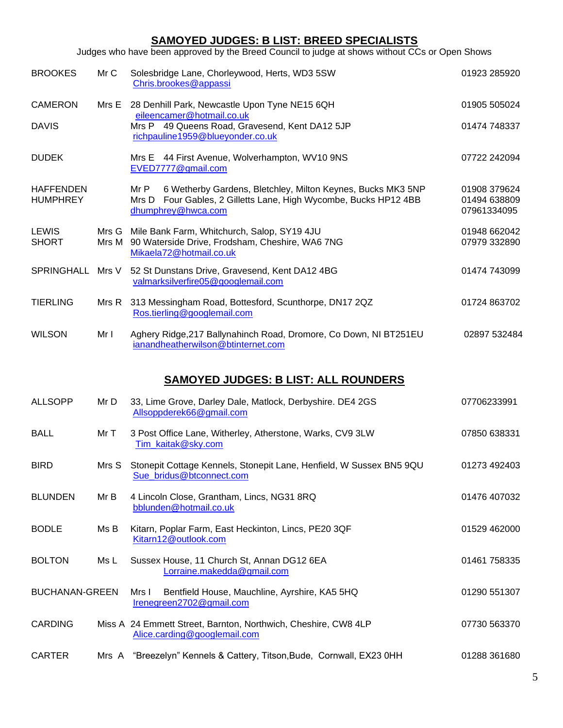## SAMOYED JUDGES: B LIST: BREED SPECIALISTS

Judges who have been approved by the Breed Council to judge at shows without CCs or Open Shows

| | | | |
|---|---|---|---|
| BROOKES | Mr C | Solesbridge Lane, Chorleywood, Herts, WD3 5SW<br>Chris.brookes@appassi | 01923 285920 |
| CAMERON | Mrs E | 28 Denhill Park, Newcastle Upon Tyne NE15 6QH<br>eileencamer@hotmail.co.uk | 01905 505024 |
| DAVIS | Mrs P | 49 Queens Road, Gravesend, Kent DA12 5JP<br>richpauline1959@blueyonder.co.uk | 01474 748337 |
| DUDEK | Mrs E | 44 First Avenue, Wolverhampton, WV10 9NS<br>EVED7777@gmail.com | 07722 242094 |
| HAFFENDEN | Mr P | 6 Wetherby Gardens, Bletchley, Milton Keynes, Bucks MK3 5NP | 01908 379624 |
| HUMPHREY | Mrs D | Four Gables, 2 Gilletts Lane, High Wycombe, Bucks HP12 4BB<br>dhumphrey@hwca.com | 01494 638809<br>07961334095 |
| LEWIS | Mrs G | Mile Bank Farm, Whitchurch, Salop, SY19 4JU | 01948 662042 |
| SHORT | Mrs M | 90 Waterside Drive, Frodsham, Cheshire, WA6 7NG<br>Mikaela72@hotmail.co.uk | 07979 332890 |
| SPRINGHALL | Mrs V | 52 St Dunstans Drive, Gravesend, Kent DA12 4BG<br>valmarksilverfire05@googlemail.com | 01474 743099 |
| TIERLING | Mrs R | 313 Messingham Road, Bottesford, Scunthorpe, DN17 2QZ<br>Ros.tierling@googlemail.com | 01724 863702 |
| WILSON | Mr I | Aghery Ridge,217 Ballynahinch Road, Dromore, Co Down, NI BT251EU<br>ianandheatherwilson@btinternet.com | 02897 532484 |

## SAMOYED JUDGES: B LIST: ALL ROUNDERS

| | | | |
|---|---|---|---|
| ALLSOPP | Mr D | 33, Lime Grove, Darley Dale, Matlock, Derbyshire. DE4 2GS<br>Allsoppderek66@gmail.com | 07706233991 |
| BALL | Mr T | 3 Post Office Lane, Witherley, Atherstone, Warks, CV9 3LW<br>Tim_kaitak@sky.com | 07850 638331 |
| BIRD | Mrs S | Stonepit Cottage Kennels, Stonepit Lane, Henfield, W Sussex BN5 9QU<br>Sue_bridus@btconnect.com | 01273 492403 |
| BLUNDEN | Mr B | 4 Lincoln Close, Grantham, Lincs, NG31 8RQ<br>bblunden@hotmail.co.uk | 01476 407032 |
| BODLE | Ms B | Kitarn, Poplar Farm, East Heckinton, Lincs, PE20 3QF<br>Kitarn12@outlook.com | 01529 462000 |
| BOLTON | Ms L | Sussex House, 11 Church St, Annan DG12 6EA<br>Lorraine.makedda@gmail.com | 01461 758335 |
| BUCHANAN-GREEN | Mrs I | Bentfield House, Mauchline, Ayrshire, KA5 5HQ<br>Irenegreen2702@gmail.com | 01290 551307 |
| CARDING | Miss A | 24 Emmett Street, Barnton, Northwich, Cheshire, CW8 4LP<br>Alice.carding@googlemail.com | 07730 563370 |
| CARTER | Mrs A | "Breezelyn" Kennels & Cattery, Titson,Bude, Cornwall, EX23 0HH | 01288 361680 |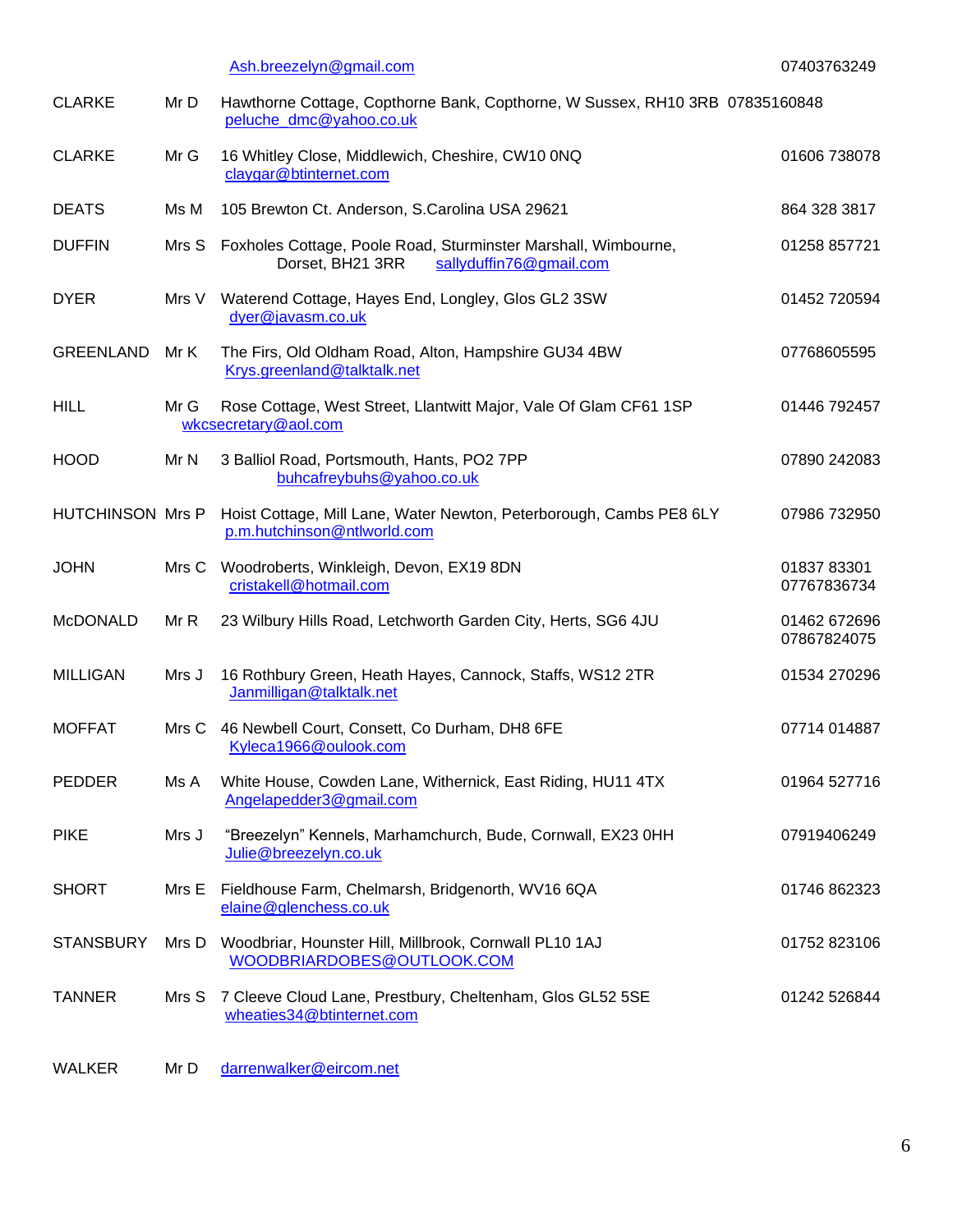| | | | |
|---|---|---|---|
| | | Ash.breezelyn@gmail.com | 07403763249 |
| CLARKE | Mr D | Hawthorne Cottage, Copthorne Bank, Copthorne, W Sussex, RH10 3RB peluche_dmc@yahoo.co.uk | 07835160848 |
| CLARKE | Mr G | 16 Whitley Close, Middlewich, Cheshire, CW10 0NQ claygar@btinternet.com | 01606 738078 |
| DEATS | Ms M | 105 Brewton Ct. Anderson, S.Carolina USA 29621 | 864 328 3817 |
| DUFFIN | Mrs S | Foxholes Cottage, Poole Road, Sturminster Marshall, Wimbourne, Dorset, BH21 3RR sallyduffin76@gmail.com | 01258 857721 |
| DYER | Mrs V | Waterend Cottage, Hayes End, Longley, Glos GL2 3SW dyer@javasm.co.uk | 01452 720594 |
| GREENLAND | Mr K | The Firs, Old Oldham Road, Alton, Hampshire GU34 4BW Krys.greenland@talktalk.net | 07768605595 |
| HILL | Mr G | Rose Cottage, West Street, Llantwitt Major, Vale Of Glam CF61 1SP wkcsecretary@aol.com | 01446 792457 |
| HOOD | Mr N | 3 Balliol Road, Portsmouth, Hants, PO2 7PP buhcafreybuhs@yahoo.co.uk | 07890 242083 |
| HUTCHINSON | Mrs P | Hoist Cottage, Mill Lane, Water Newton, Peterborough, Cambs PE8 6LY p.m.hutchinson@ntlworld.com | 07986 732950 |
| JOHN | Mrs C | Woodroberts, Winkleigh, Devon, EX19 8DN cristakell@hotmail.com | 01837 83301 07767836734 |
| McDONALD | Mr R | 23 Wilbury Hills Road, Letchworth Garden City, Herts, SG6 4JU | 01462 672696 07867824075 |
| MILLIGAN | Mrs J | 16 Rothbury Green, Heath Hayes, Cannock, Staffs, WS12 2TR Janmilligan@talktalk.net | 01534 270296 |
| MOFFAT | Mrs C | 46 Newbell Court, Consett, Co Durham, DH8 6FE Kyleca1966@oulook.com | 07714 014887 |
| PEDDER | Ms A | White House, Cowden Lane, Withernick, East Riding, HU11 4TX Angelapedder3@gmail.com | 01964 527716 |
| PIKE | Mrs J | "Breezelyn" Kennels, Marhamchurch, Bude, Cornwall, EX23 0HH Julie@breezelyn.co.uk | 07919406249 |
| SHORT | Mrs E | Fieldhouse Farm, Chelmarsh, Bridgenorth, WV16 6QA elaine@glenchess.co.uk | 01746 862323 |
| STANSBURY | Mrs D | Woodbriar, Hounster Hill, Millbrook, Cornwall PL10 1AJ WOODBRIARDOBES@OUTLOOK.COM | 01752 823106 |
| TANNER | Mrs S | 7 Cleeve Cloud Lane, Prestbury, Cheltenham, Glos GL52 5SE wheaties34@btinternet.com | 01242 526844 |
| WALKER | Mr D | darrenwalker@eircom.net | |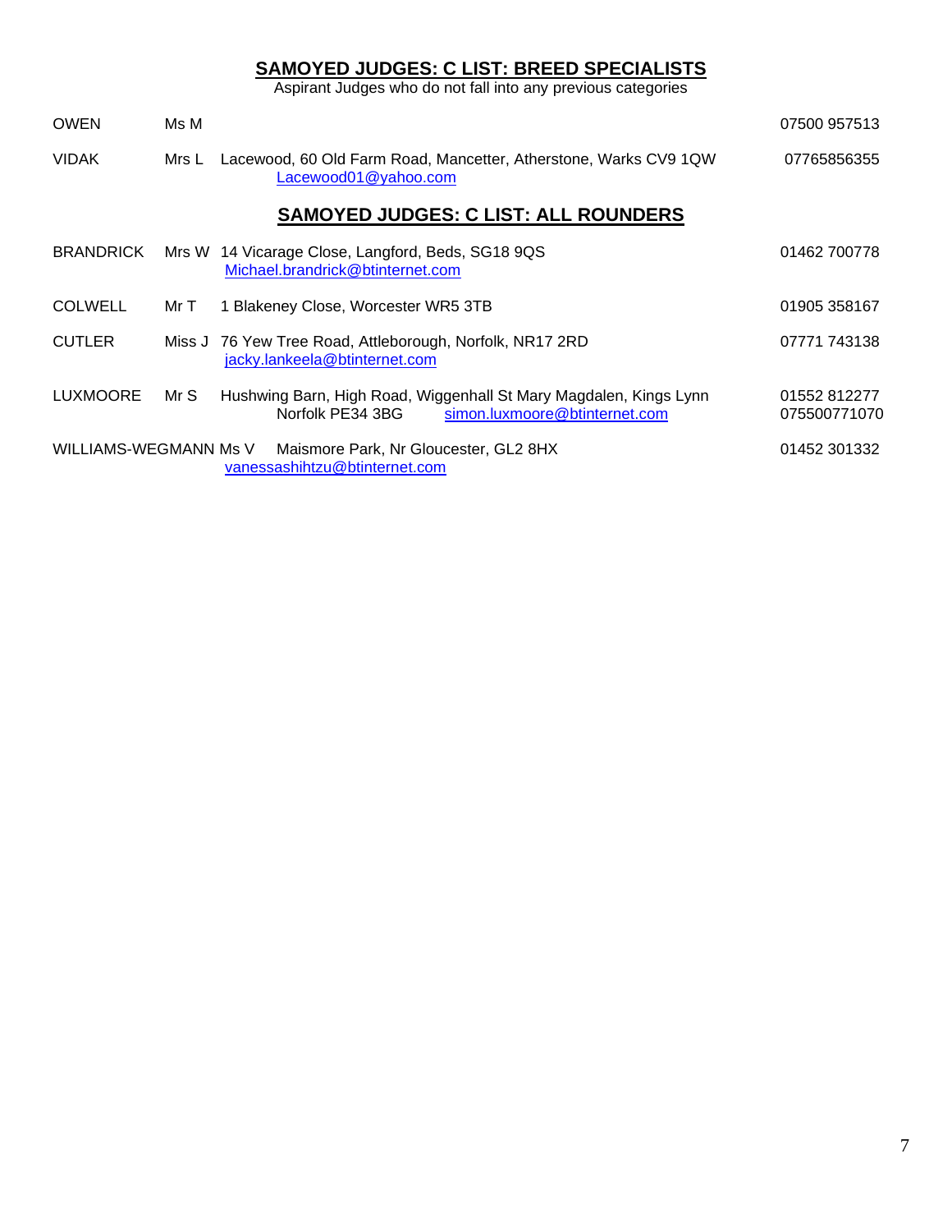## SAMOYED JUDGES: C LIST: BREED SPECIALISTS

Aspirant Judges who do not fall into any previous categories

| | | | |
|---|---|---|---|
| OWEN | Ms M | | 07500 957513 |
| VIDAK | Mrs L | Lacewood, 60 Old Farm Road, Mancetter, Atherstone, Warks CV9 1QW<br>Lacewood01@yahoo.com | 07765856355 |

## SAMOYED JUDGES: C LIST: ALL ROUNDERS

| | | | |
|---|---|---|---|
| BRANDRICK | Mrs W | 14 Vicarage Close, Langford, Beds, SG18 9QS<br>Michael.brandrick@btinternet.com | 01462 700778 |
| COLWELL | Mr T | 1 Blakeney Close, Worcester WR5 3TB | 01905 358167 |
| CUTLER | Miss J | 76 Yew Tree Road, Attleborough, Norfolk, NR17 2RD<br>jacky.lankeela@btinternet.com | 07771 743138 |
| LUXMOORE | Mr S | Hushwing Barn, High Road, Wiggenhall St Mary Magdalen, Kings Lynn Norfolk PE34 3BG simon.luxmoore@btinternet.com | 01552 812277<br>075500771070 |
| WILLIAMS-WEGMANN | Ms V | Maismore Park, Nr Gloucester, GL2 8HX<br>vanessashihtzu@btinternet.com | 01452 301332 |